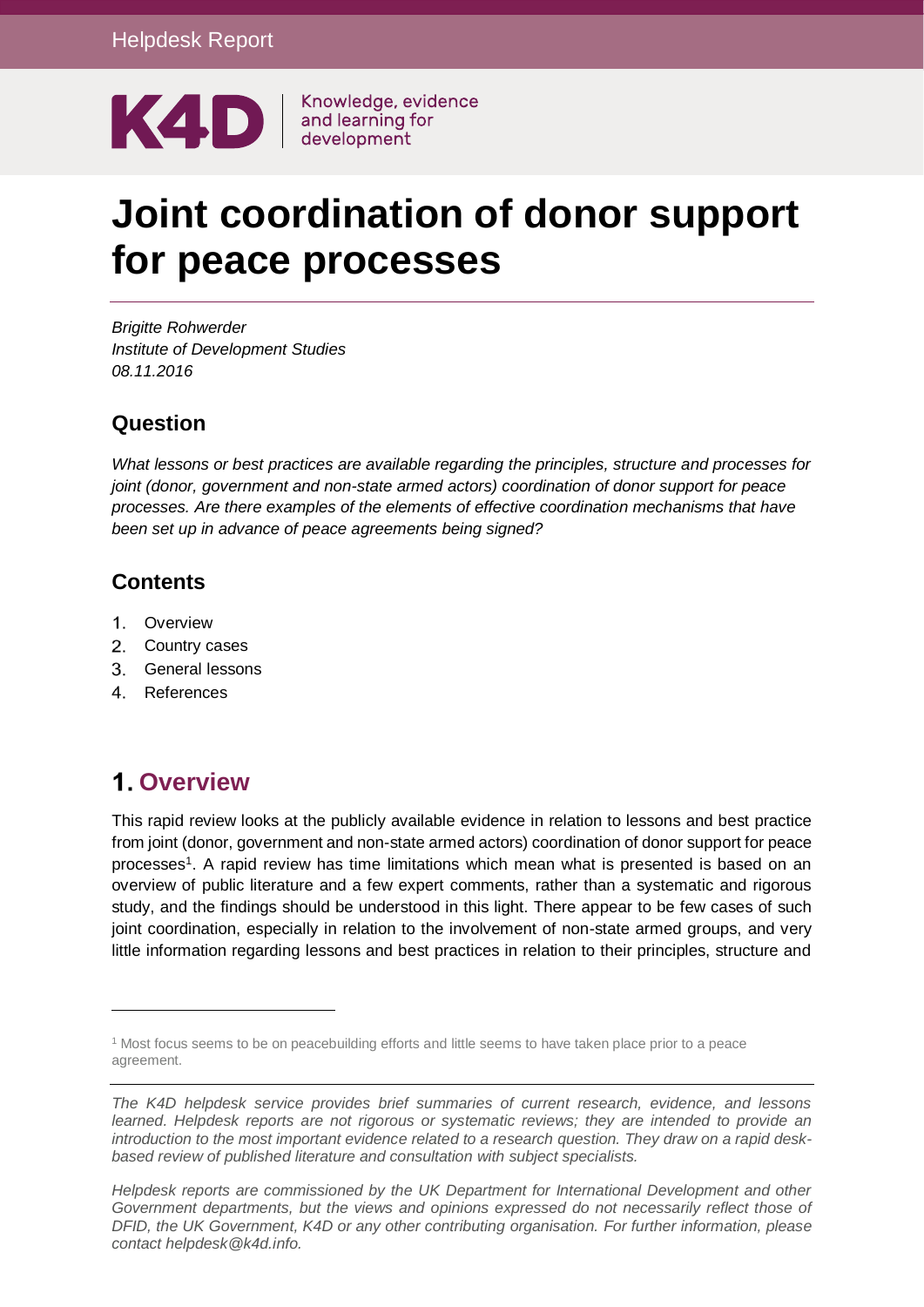Helpdesk Report

K4D Knowledge, evidence and learning for development

# Joint coordination of donor support for peace processes

*Brigitte Rohwerder*
*Institute of Development Studies*
*08.11.2016*

## Question

*What lessons or best practices are available regarding the principles, structure and processes for joint (donor, government and non-state armed actors) coordination of donor support for peace processes. Are there examples of the elements of effective coordination mechanisms that have been set up in advance of peace agreements being signed?*

## Contents

1. Overview
2. Country cases
3. General lessons
4. References

## 1. Overview

This rapid review looks at the publicly available evidence in relation to lessons and best practice from joint (donor, government and non-state armed actors) coordination of donor support for peace processes[1]. A rapid review has time limitations which mean what is presented is based on an overview of public literature and a few expert comments, rather than a systematic and rigorous study, and the findings should be understood in this light. There appear to be few cases of such joint coordination, especially in relation to the involvement of non-state armed groups, and very little information regarding lessons and best practices in relation to their principles, structure and

[1] Most focus seems to be on peacebuilding efforts and little seems to have taken place prior to a peace agreement.

*The K4D helpdesk service provides brief summaries of current research, evidence, and lessons learned. Helpdesk reports are not rigorous or systematic reviews; they are intended to provide an introduction to the most important evidence related to a research question. They draw on a rapid desk-based review of published literature and consultation with subject specialists.*

*Helpdesk reports are commissioned by the UK Department for International Development and other Government departments, but the views and opinions expressed do not necessarily reflect those of DFID, the UK Government, K4D or any other contributing organisation. For further information, please contact helpdesk@k4d.info.*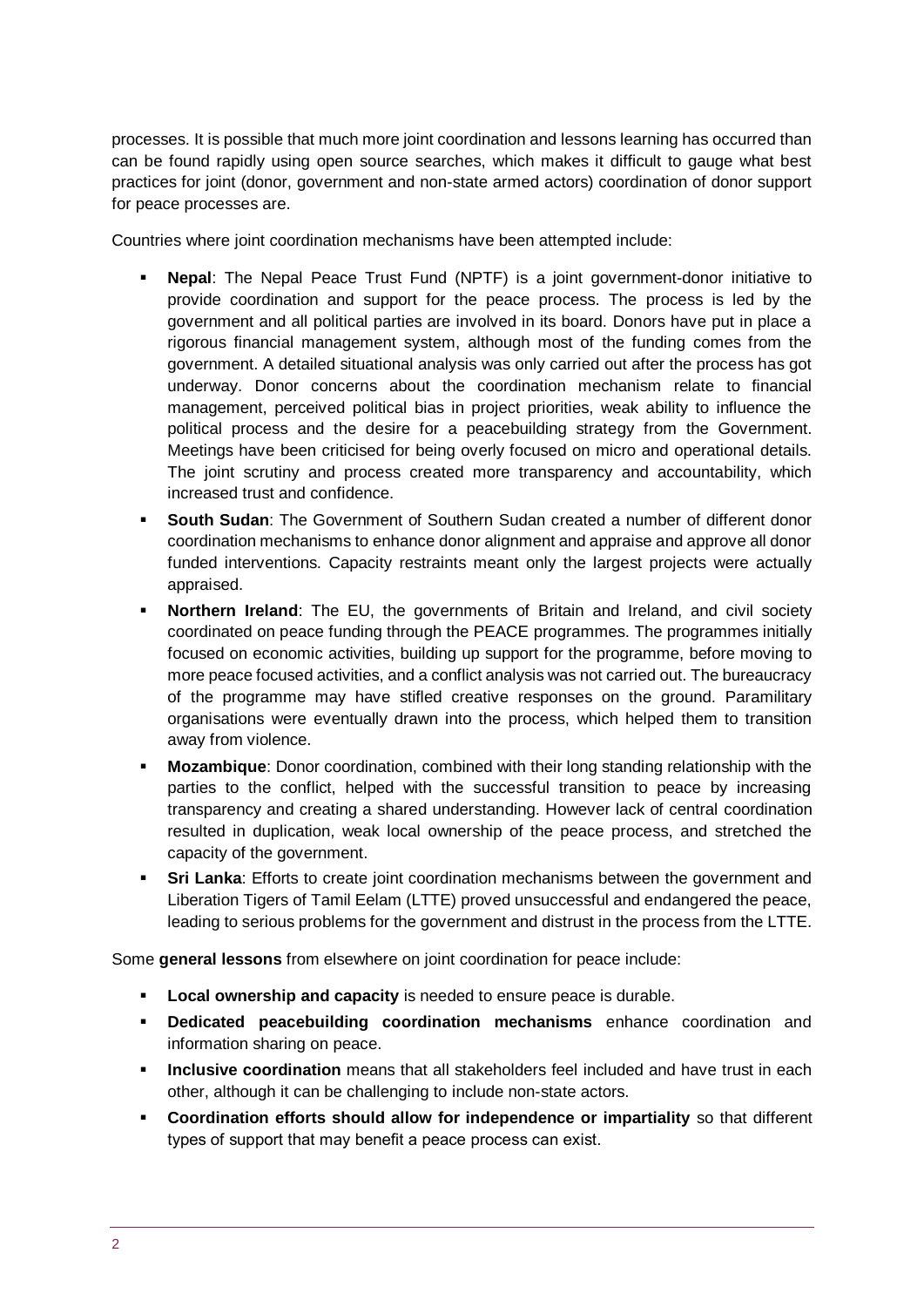processes. It is possible that much more joint coordination and lessons learning has occurred than can be found rapidly using open source searches, which makes it difficult to gauge what best practices for joint (donor, government and non-state armed actors) coordination of donor support for peace processes are.

Countries where joint coordination mechanisms have been attempted include:

- **Nepal**: The Nepal Peace Trust Fund (NPTF) is a joint government-donor initiative to provide coordination and support for the peace process. The process is led by the government and all political parties are involved in its board. Donors have put in place a rigorous financial management system, although most of the funding comes from the government. A detailed situational analysis was only carried out after the process has got underway. Donor concerns about the coordination mechanism relate to financial management, perceived political bias in project priorities, weak ability to influence the political process and the desire for a peacebuilding strategy from the Government. Meetings have been criticised for being overly focused on micro and operational details. The joint scrutiny and process created more transparency and accountability, which increased trust and confidence.
- **South Sudan**: The Government of Southern Sudan created a number of different donor coordination mechanisms to enhance donor alignment and appraise and approve all donor funded interventions. Capacity restraints meant only the largest projects were actually appraised.
- **Northern Ireland**: The EU, the governments of Britain and Ireland, and civil society coordinated on peace funding through the PEACE programmes. The programmes initially focused on economic activities, building up support for the programme, before moving to more peace focused activities, and a conflict analysis was not carried out. The bureaucracy of the programme may have stifled creative responses on the ground. Paramilitary organisations were eventually drawn into the process, which helped them to transition away from violence.
- **Mozambique**: Donor coordination, combined with their long standing relationship with the parties to the conflict, helped with the successful transition to peace by increasing transparency and creating a shared understanding. However lack of central coordination resulted in duplication, weak local ownership of the peace process, and stretched the capacity of the government.
- **Sri Lanka**: Efforts to create joint coordination mechanisms between the government and Liberation Tigers of Tamil Eelam (LTTE) proved unsuccessful and endangered the peace, leading to serious problems for the government and distrust in the process from the LTTE.

Some **general lessons** from elsewhere on joint coordination for peace include:

- **Local ownership and capacity** is needed to ensure peace is durable.
- **Dedicated peacebuilding coordination mechanisms** enhance coordination and information sharing on peace.
- **Inclusive coordination** means that all stakeholders feel included and have trust in each other, although it can be challenging to include non-state actors.
- **Coordination efforts should allow for independence or impartiality** so that different types of support that may benefit a peace process can exist.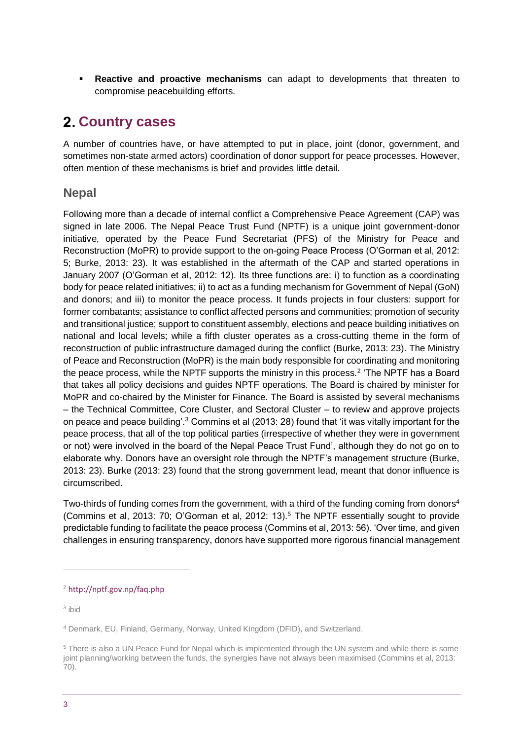- **Reactive and proactive mechanisms** can adapt to developments that threaten to compromise peacebuilding efforts.

# 2. Country cases

A number of countries have, or have attempted to put in place, joint (donor, government, and sometimes non-state armed actors) coordination of donor support for peace processes. However, often mention of these mechanisms is brief and provides little detail.

## Nepal

Following more than a decade of internal conflict a Comprehensive Peace Agreement (CAP) was signed in late 2006. The Nepal Peace Trust Fund (NPTF) is a unique joint government-donor initiative, operated by the Peace Fund Secretariat (PFS) of the Ministry for Peace and Reconstruction (MoPR) to provide support to the on-going Peace Process (O'Gorman et al, 2012: 5; Burke, 2013: 23). It was established in the aftermath of the CAP and started operations in January 2007 (O'Gorman et al, 2012: 12). Its three functions are: i) to function as a coordinating body for peace related initiatives; ii) to act as a funding mechanism for Government of Nepal (GoN) and donors; and iii) to monitor the peace process. It funds projects in four clusters: support for former combatants; assistance to conflict affected persons and communities; promotion of security and transitional justice; support to constituent assembly, elections and peace building initiatives on national and local levels; while a fifth cluster operates as a cross-cutting theme in the form of reconstruction of public infrastructure damaged during the conflict (Burke, 2013: 23). The Ministry of Peace and Reconstruction (MoPR) is the main body responsible for coordinating and monitoring the peace process, while the NPTF supports the ministry in this process.[2] 'The NPTF has a Board that takes all policy decisions and guides NPTF operations. The Board is chaired by minister for MoPR and co-chaired by the Minister for Finance. The Board is assisted by several mechanisms – the Technical Committee, Core Cluster, and Sectoral Cluster – to review and approve projects on peace and peace building'.[3] Commins et al (2013: 28) found that 'it was vitally important for the peace process, that all of the top political parties (irrespective of whether they were in government or not) were involved in the board of the Nepal Peace Trust Fund', although they do not go on to elaborate why. Donors have an oversight role through the NPTF's management structure (Burke, 2013: 23). Burke (2013: 23) found that the strong government lead, meant that donor influence is circumscribed.

Two-thirds of funding comes from the government, with a third of the funding coming from donors[4] (Commins et al, 2013: 70; O'Gorman et al, 2012: 13).[5] The NPTF essentially sought to provide predictable funding to facilitate the peace process (Commins et al, 2013: 56). 'Over time, and given challenges in ensuring transparency, donors have supported more rigorous financial management

---

[2] http://nptf.gov.np/faq.php

[3] ibid

[4] Denmark, EU, Finland, Germany, Norway, United Kingdom (DFID), and Switzerland.

[5] There is also a UN Peace Fund for Nepal which is implemented through the UN system and while there is some joint planning/working between the funds, the synergies have not always been maximised (Commins et al, 2013: 70).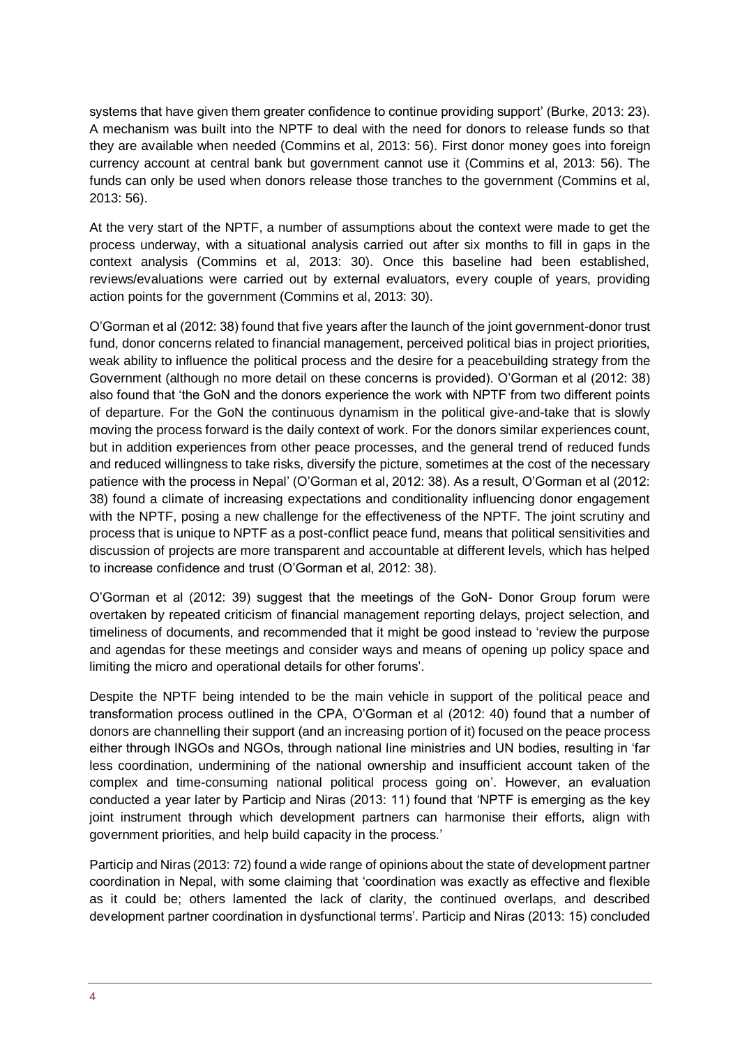systems that have given them greater confidence to continue providing support' (Burke, 2013: 23). A mechanism was built into the NPTF to deal with the need for donors to release funds so that they are available when needed (Commins et al, 2013: 56). First donor money goes into foreign currency account at central bank but government cannot use it (Commins et al, 2013: 56). The funds can only be used when donors release those tranches to the government (Commins et al, 2013: 56).

At the very start of the NPTF, a number of assumptions about the context were made to get the process underway, with a situational analysis carried out after six months to fill in gaps in the context analysis (Commins et al, 2013: 30). Once this baseline had been established, reviews/evaluations were carried out by external evaluators, every couple of years, providing action points for the government (Commins et al, 2013: 30).

O'Gorman et al (2012: 38) found that five years after the launch of the joint government-donor trust fund, donor concerns related to financial management, perceived political bias in project priorities, weak ability to influence the political process and the desire for a peacebuilding strategy from the Government (although no more detail on these concerns is provided). O'Gorman et al (2012: 38) also found that 'the GoN and the donors experience the work with NPTF from two different points of departure. For the GoN the continuous dynamism in the political give-and-take that is slowly moving the process forward is the daily context of work. For the donors similar experiences count, but in addition experiences from other peace processes, and the general trend of reduced funds and reduced willingness to take risks, diversify the picture, sometimes at the cost of the necessary patience with the process in Nepal' (O'Gorman et al, 2012: 38). As a result, O'Gorman et al (2012: 38) found a climate of increasing expectations and conditionality influencing donor engagement with the NPTF, posing a new challenge for the effectiveness of the NPTF. The joint scrutiny and process that is unique to NPTF as a post-conflict peace fund, means that political sensitivities and discussion of projects are more transparent and accountable at different levels, which has helped to increase confidence and trust (O'Gorman et al, 2012: 38).

O'Gorman et al (2012: 39) suggest that the meetings of the GoN- Donor Group forum were overtaken by repeated criticism of financial management reporting delays, project selection, and timeliness of documents, and recommended that it might be good instead to 'review the purpose and agendas for these meetings and consider ways and means of opening up policy space and limiting the micro and operational details for other forums'.

Despite the NPTF being intended to be the main vehicle in support of the political peace and transformation process outlined in the CPA, O'Gorman et al (2012: 40) found that a number of donors are channelling their support (and an increasing portion of it) focused on the peace process either through INGOs and NGOs, through national line ministries and UN bodies, resulting in 'far less coordination, undermining of the national ownership and insufficient account taken of the complex and time-consuming national political process going on'. However, an evaluation conducted a year later by Particip and Niras (2013: 11) found that 'NPTF is emerging as the key joint instrument through which development partners can harmonise their efforts, align with government priorities, and help build capacity in the process.'

Particip and Niras (2013: 72) found a wide range of opinions about the state of development partner coordination in Nepal, with some claiming that 'coordination was exactly as effective and flexible as it could be; others lamented the lack of clarity, the continued overlaps, and described development partner coordination in dysfunctional terms'. Particip and Niras (2013: 15) concluded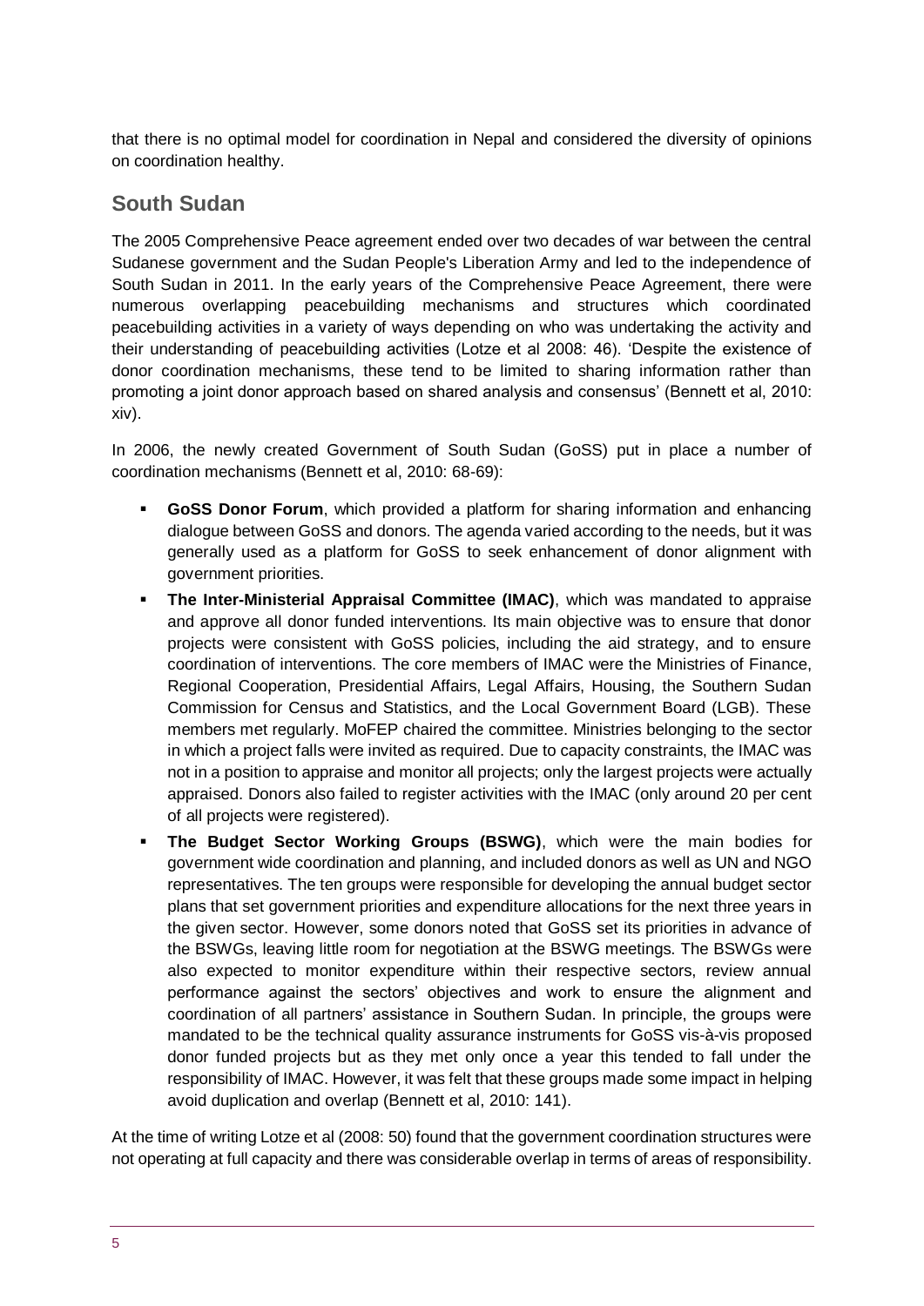that there is no optimal model for coordination in Nepal and considered the diversity of opinions on coordination healthy.

## South Sudan

The 2005 Comprehensive Peace agreement ended over two decades of war between the central Sudanese government and the Sudan People's Liberation Army and led to the independence of South Sudan in 2011. In the early years of the Comprehensive Peace Agreement, there were numerous overlapping peacebuilding mechanisms and structures which coordinated peacebuilding activities in a variety of ways depending on who was undertaking the activity and their understanding of peacebuilding activities (Lotze et al 2008: 46). 'Despite the existence of donor coordination mechanisms, these tend to be limited to sharing information rather than promoting a joint donor approach based on shared analysis and consensus' (Bennett et al, 2010: xiv).

In 2006, the newly created Government of South Sudan (GoSS) put in place a number of coordination mechanisms (Bennett et al, 2010: 68-69):

- **GoSS Donor Forum**, which provided a platform for sharing information and enhancing dialogue between GoSS and donors. The agenda varied according to the needs, but it was generally used as a platform for GoSS to seek enhancement of donor alignment with government priorities.
- **The Inter-Ministerial Appraisal Committee (IMAC)**, which was mandated to appraise and approve all donor funded interventions. Its main objective was to ensure that donor projects were consistent with GoSS policies, including the aid strategy, and to ensure coordination of interventions. The core members of IMAC were the Ministries of Finance, Regional Cooperation, Presidential Affairs, Legal Affairs, Housing, the Southern Sudan Commission for Census and Statistics, and the Local Government Board (LGB). These members met regularly. MoFEP chaired the committee. Ministries belonging to the sector in which a project falls were invited as required. Due to capacity constraints, the IMAC was not in a position to appraise and monitor all projects; only the largest projects were actually appraised. Donors also failed to register activities with the IMAC (only around 20 per cent of all projects were registered).
- **The Budget Sector Working Groups (BSWG)**, which were the main bodies for government wide coordination and planning, and included donors as well as UN and NGO representatives. The ten groups were responsible for developing the annual budget sector plans that set government priorities and expenditure allocations for the next three years in the given sector. However, some donors noted that GoSS set its priorities in advance of the BSWGs, leaving little room for negotiation at the BSWG meetings. The BSWGs were also expected to monitor expenditure within their respective sectors, review annual performance against the sectors' objectives and work to ensure the alignment and coordination of all partners' assistance in Southern Sudan. In principle, the groups were mandated to be the technical quality assurance instruments for GoSS vis-à-vis proposed donor funded projects but as they met only once a year this tended to fall under the responsibility of IMAC. However, it was felt that these groups made some impact in helping avoid duplication and overlap (Bennett et al, 2010: 141).

At the time of writing Lotze et al (2008: 50) found that the government coordination structures were not operating at full capacity and there was considerable overlap in terms of areas of responsibility.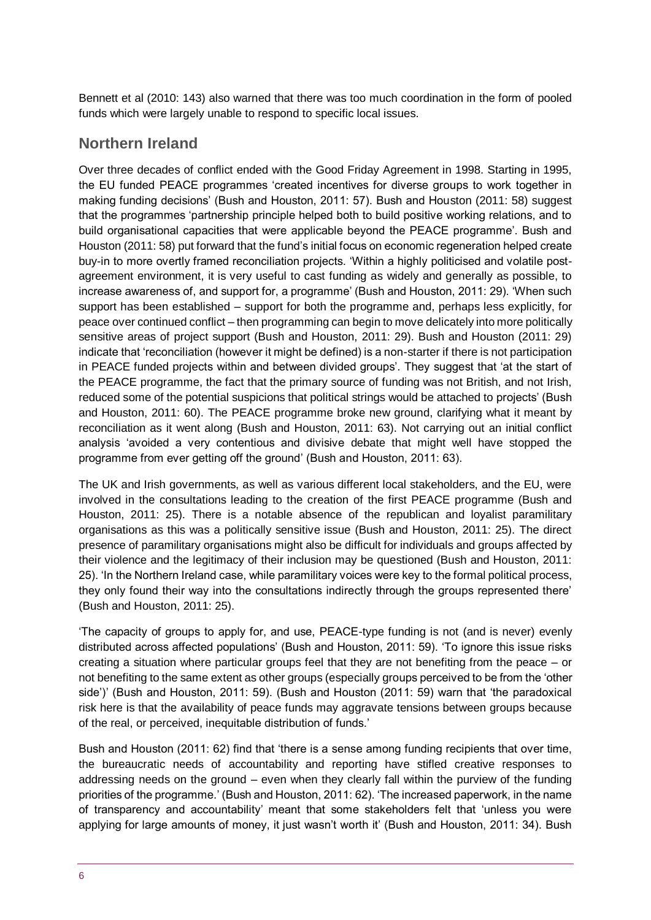Bennett et al (2010: 143) also warned that there was too much coordination in the form of pooled funds which were largely unable to respond to specific local issues.

## Northern Ireland

Over three decades of conflict ended with the Good Friday Agreement in 1998. Starting in 1995, the EU funded PEACE programmes 'created incentives for diverse groups to work together in making funding decisions' (Bush and Houston, 2011: 57). Bush and Houston (2011: 58) suggest that the programmes 'partnership principle helped both to build positive working relations, and to build organisational capacities that were applicable beyond the PEACE programme'. Bush and Houston (2011: 58) put forward that the fund's initial focus on economic regeneration helped create buy-in to more overtly framed reconciliation projects. 'Within a highly politicised and volatile post-agreement environment, it is very useful to cast funding as widely and generally as possible, to increase awareness of, and support for, a programme' (Bush and Houston, 2011: 29). 'When such support has been established – support for both the programme and, perhaps less explicitly, for peace over continued conflict – then programming can begin to move delicately into more politically sensitive areas of project support (Bush and Houston, 2011: 29). Bush and Houston (2011: 29) indicate that 'reconciliation (however it might be defined) is a non-starter if there is not participation in PEACE funded projects within and between divided groups'. They suggest that 'at the start of the PEACE programme, the fact that the primary source of funding was not British, and not Irish, reduced some of the potential suspicions that political strings would be attached to projects' (Bush and Houston, 2011: 60). The PEACE programme broke new ground, clarifying what it meant by reconciliation as it went along (Bush and Houston, 2011: 63). Not carrying out an initial conflict analysis 'avoided a very contentious and divisive debate that might well have stopped the programme from ever getting off the ground' (Bush and Houston, 2011: 63).

The UK and Irish governments, as well as various different local stakeholders, and the EU, were involved in the consultations leading to the creation of the first PEACE programme (Bush and Houston, 2011: 25). There is a notable absence of the republican and loyalist paramilitary organisations as this was a politically sensitive issue (Bush and Houston, 2011: 25). The direct presence of paramilitary organisations might also be difficult for individuals and groups affected by their violence and the legitimacy of their inclusion may be questioned (Bush and Houston, 2011: 25). 'In the Northern Ireland case, while paramilitary voices were key to the formal political process, they only found their way into the consultations indirectly through the groups represented there' (Bush and Houston, 2011: 25).

'The capacity of groups to apply for, and use, PEACE-type funding is not (and is never) evenly distributed across affected populations' (Bush and Houston, 2011: 59). 'To ignore this issue risks creating a situation where particular groups feel that they are not benefiting from the peace – or not benefiting to the same extent as other groups (especially groups perceived to be from the 'other side')' (Bush and Houston, 2011: 59). (Bush and Houston (2011: 59) warn that 'the paradoxical risk here is that the availability of peace funds may aggravate tensions between groups because of the real, or perceived, inequitable distribution of funds.'

Bush and Houston (2011: 62) find that 'there is a sense among funding recipients that over time, the bureaucratic needs of accountability and reporting have stifled creative responses to addressing needs on the ground – even when they clearly fall within the purview of the funding priorities of the programme.' (Bush and Houston, 2011: 62). 'The increased paperwork, in the name of transparency and accountability' meant that some stakeholders felt that 'unless you were applying for large amounts of money, it just wasn't worth it' (Bush and Houston, 2011: 34). Bush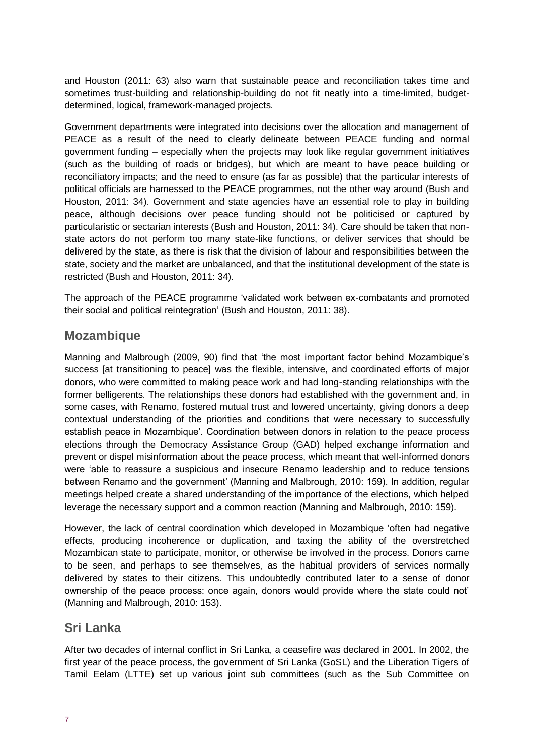and Houston (2011: 63) also warn that sustainable peace and reconciliation takes time and sometimes trust-building and relationship-building do not fit neatly into a time-limited, budget-determined, logical, framework-managed projects.

Government departments were integrated into decisions over the allocation and management of PEACE as a result of the need to clearly delineate between PEACE funding and normal government funding – especially when the projects may look like regular government initiatives (such as the building of roads or bridges), but which are meant to have peace building or reconciliatory impacts; and the need to ensure (as far as possible) that the particular interests of political officials are harnessed to the PEACE programmes, not the other way around (Bush and Houston, 2011: 34). Government and state agencies have an essential role to play in building peace, although decisions over peace funding should not be politicised or captured by particularistic or sectarian interests (Bush and Houston, 2011: 34). Care should be taken that non-state actors do not perform too many state-like functions, or deliver services that should be delivered by the state, as there is risk that the division of labour and responsibilities between the state, society and the market are unbalanced, and that the institutional development of the state is restricted (Bush and Houston, 2011: 34).

The approach of the PEACE programme 'validated work between ex-combatants and promoted their social and political reintegration' (Bush and Houston, 2011: 38).

## Mozambique

Manning and Malbrough (2009, 90) find that 'the most important factor behind Mozambique's success [at transitioning to peace] was the flexible, intensive, and coordinated efforts of major donors, who were committed to making peace work and had long-standing relationships with the former belligerents. The relationships these donors had established with the government and, in some cases, with Renamo, fostered mutual trust and lowered uncertainty, giving donors a deep contextual understanding of the priorities and conditions that were necessary to successfully establish peace in Mozambique'. Coordination between donors in relation to the peace process elections through the Democracy Assistance Group (GAD) helped exchange information and prevent or dispel misinformation about the peace process, which meant that well-informed donors were 'able to reassure a suspicious and insecure Renamo leadership and to reduce tensions between Renamo and the government' (Manning and Malbrough, 2010: 159). In addition, regular meetings helped create a shared understanding of the importance of the elections, which helped leverage the necessary support and a common reaction (Manning and Malbrough, 2010: 159).

However, the lack of central coordination which developed in Mozambique 'often had negative effects, producing incoherence or duplication, and taxing the ability of the overstretched Mozambican state to participate, monitor, or otherwise be involved in the process. Donors came to be seen, and perhaps to see themselves, as the habitual providers of services normally delivered by states to their citizens. This undoubtedly contributed later to a sense of donor ownership of the peace process: once again, donors would provide where the state could not' (Manning and Malbrough, 2010: 153).

## Sri Lanka

After two decades of internal conflict in Sri Lanka, a ceasefire was declared in 2001. In 2002, the first year of the peace process, the government of Sri Lanka (GoSL) and the Liberation Tigers of Tamil Eelam (LTTE) set up various joint sub committees (such as the Sub Committee on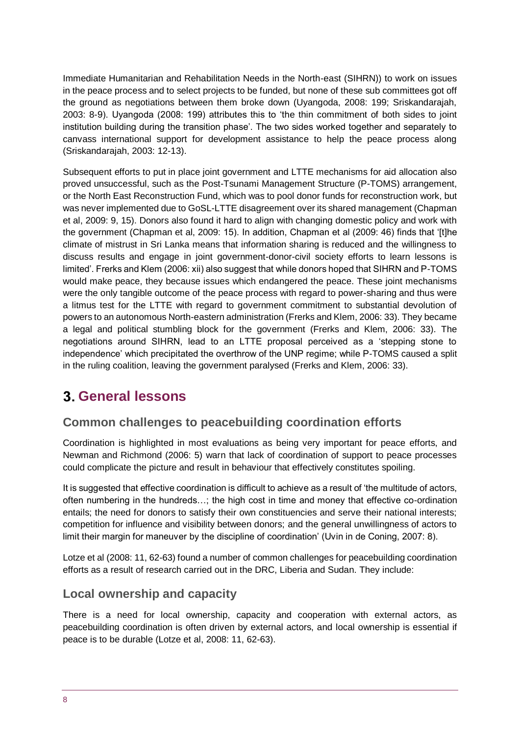Immediate Humanitarian and Rehabilitation Needs in the North-east (SIHRN)) to work on issues in the peace process and to select projects to be funded, but none of these sub committees got off the ground as negotiations between them broke down (Uyangoda, 2008: 199; Sriskandarajah, 2003: 8-9). Uyangoda (2008: 199) attributes this to 'the thin commitment of both sides to joint institution building during the transition phase'. The two sides worked together and separately to canvass international support for development assistance to help the peace process along (Sriskandarajah, 2003: 12-13).

Subsequent efforts to put in place joint government and LTTE mechanisms for aid allocation also proved unsuccessful, such as the Post-Tsunami Management Structure (P-TOMS) arrangement, or the North East Reconstruction Fund, which was to pool donor funds for reconstruction work, but was never implemented due to GoSL-LTTE disagreement over its shared management (Chapman et al, 2009: 9, 15). Donors also found it hard to align with changing domestic policy and work with the government (Chapman et al, 2009: 15). In addition, Chapman et al (2009: 46) finds that '[t]he climate of mistrust in Sri Lanka means that information sharing is reduced and the willingness to discuss results and engage in joint government-donor-civil society efforts to learn lessons is limited'. Frerks and Klem (2006: xii) also suggest that while donors hoped that SIHRN and P-TOMS would make peace, they because issues which endangered the peace. These joint mechanisms were the only tangible outcome of the peace process with regard to power-sharing and thus were a litmus test for the LTTE with regard to government commitment to substantial devolution of powers to an autonomous North-eastern administration (Frerks and Klem, 2006: 33). They became a legal and political stumbling block for the government (Frerks and Klem, 2006: 33). The negotiations around SIHRN, lead to an LTTE proposal perceived as a 'stepping stone to independence' which precipitated the overthrow of the UNP regime; while P-TOMS caused a split in the ruling coalition, leaving the government paralysed (Frerks and Klem, 2006: 33).

# 3. General lessons

## Common challenges to peacebuilding coordination efforts

Coordination is highlighted in most evaluations as being very important for peace efforts, and Newman and Richmond (2006: 5) warn that lack of coordination of support to peace processes could complicate the picture and result in behaviour that effectively constitutes spoiling.

It is suggested that effective coordination is difficult to achieve as a result of 'the multitude of actors, often numbering in the hundreds…; the high cost in time and money that effective co-ordination entails; the need for donors to satisfy their own constituencies and serve their national interests; competition for influence and visibility between donors; and the general unwillingness of actors to limit their margin for maneuver by the discipline of coordination' (Uvin in de Coning, 2007: 8).

Lotze et al (2008: 11, 62-63) found a number of common challenges for peacebuilding coordination efforts as a result of research carried out in the DRC, Liberia and Sudan. They include:

## Local ownership and capacity

There is a need for local ownership, capacity and cooperation with external actors, as peacebuilding coordination is often driven by external actors, and local ownership is essential if peace is to be durable (Lotze et al, 2008: 11, 62-63).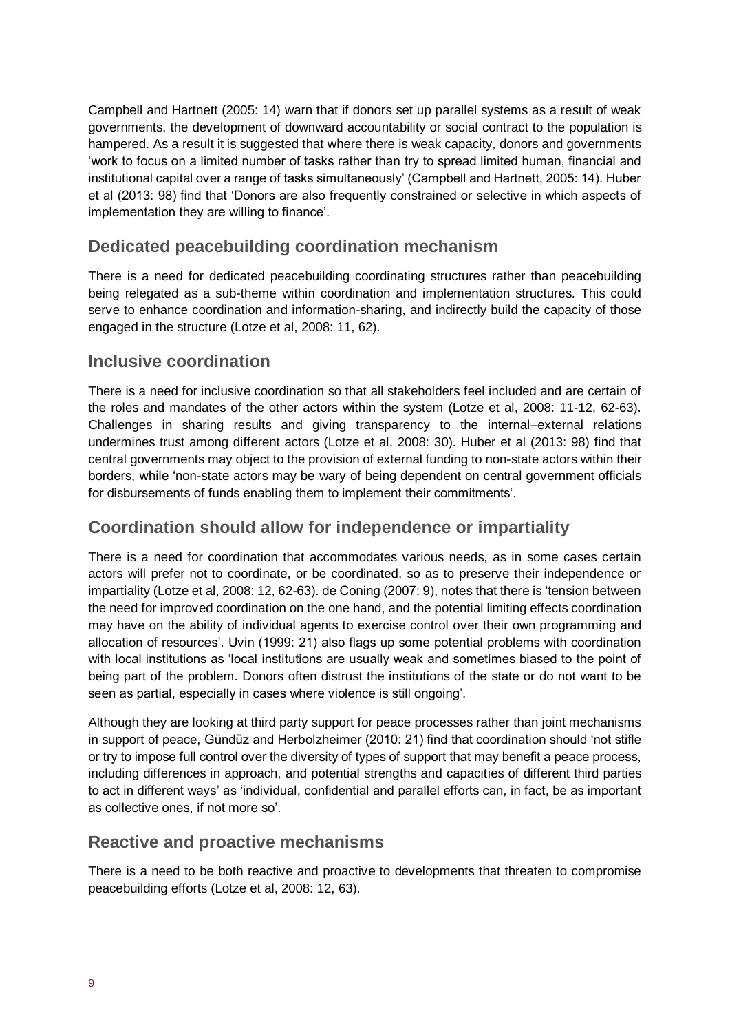Campbell and Hartnett (2005: 14) warn that if donors set up parallel systems as a result of weak governments, the development of downward accountability or social contract to the population is hampered. As a result it is suggested that where there is weak capacity, donors and governments 'work to focus on a limited number of tasks rather than try to spread limited human, financial and institutional capital over a range of tasks simultaneously' (Campbell and Hartnett, 2005: 14). Huber et al (2013: 98) find that 'Donors are also frequently constrained or selective in which aspects of implementation they are willing to finance'.

## Dedicated peacebuilding coordination mechanism

There is a need for dedicated peacebuilding coordinating structures rather than peacebuilding being relegated as a sub-theme within coordination and implementation structures. This could serve to enhance coordination and information-sharing, and indirectly build the capacity of those engaged in the structure (Lotze et al, 2008: 11, 62).

## Inclusive coordination

There is a need for inclusive coordination so that all stakeholders feel included and are certain of the roles and mandates of the other actors within the system (Lotze et al, 2008: 11-12, 62-63). Challenges in sharing results and giving transparency to the internal–external relations undermines trust among different actors (Lotze et al, 2008: 30). Huber et al (2013: 98) find that central governments may object to the provision of external funding to non-state actors within their borders, while 'non-state actors may be wary of being dependent on central government officials for disbursements of funds enabling them to implement their commitments'.

## Coordination should allow for independence or impartiality

There is a need for coordination that accommodates various needs, as in some cases certain actors will prefer not to coordinate, or be coordinated, so as to preserve their independence or impartiality (Lotze et al, 2008: 12, 62-63). de Coning (2007: 9), notes that there is 'tension between the need for improved coordination on the one hand, and the potential limiting effects coordination may have on the ability of individual agents to exercise control over their own programming and allocation of resources'. Uvin (1999: 21) also flags up some potential problems with coordination with local institutions as 'local institutions are usually weak and sometimes biased to the point of being part of the problem. Donors often distrust the institutions of the state or do not want to be seen as partial, especially in cases where violence is still ongoing'.

Although they are looking at third party support for peace processes rather than joint mechanisms in support of peace, Gündüz and Herbolzheimer (2010: 21) find that coordination should 'not stifle or try to impose full control over the diversity of types of support that may benefit a peace process, including differences in approach, and potential strengths and capacities of different third parties to act in different ways' as 'individual, confidential and parallel efforts can, in fact, be as important as collective ones, if not more so'.

## Reactive and proactive mechanisms

There is a need to be both reactive and proactive to developments that threaten to compromise peacebuilding efforts (Lotze et al, 2008: 12, 63).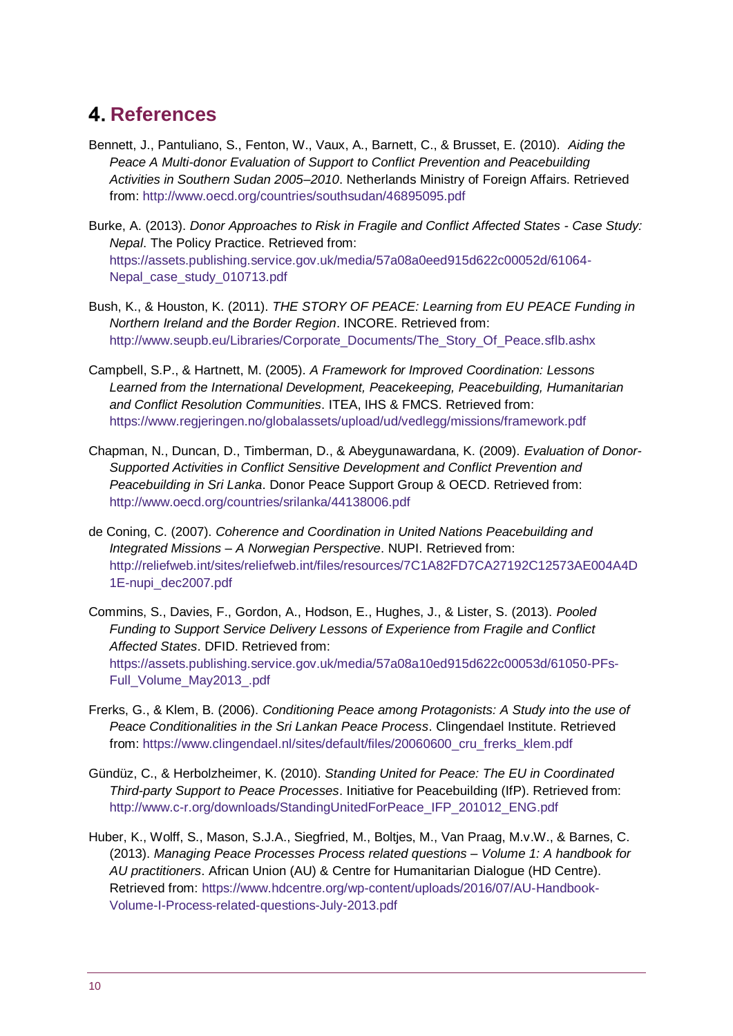# 4. References

Bennett, J., Pantuliano, S., Fenton, W., Vaux, A., Barnett, C., & Brusset, E. (2010). *Aiding the Peace A Multi-donor Evaluation of Support to Conflict Prevention and Peacebuilding Activities in Southern Sudan 2005–2010*. Netherlands Ministry of Foreign Affairs. Retrieved from: http://www.oecd.org/countries/southsudan/46895095.pdf

Burke, A. (2013). *Donor Approaches to Risk in Fragile and Conflict Affected States - Case Study: Nepal*. The Policy Practice. Retrieved from: https://assets.publishing.service.gov.uk/media/57a08a0eed915d622c00052d/61064-Nepal_case_study_010713.pdf

Bush, K., & Houston, K. (2011). *THE STORY OF PEACE: Learning from EU PEACE Funding in Northern Ireland and the Border Region*. INCORE. Retrieved from: http://www.seupb.eu/Libraries/Corporate_Documents/The_Story_Of_Peace.sflb.ashx

Campbell, S.P., & Hartnett, M. (2005). *A Framework for Improved Coordination: Lessons Learned from the International Development, Peacekeeping, Peacebuilding, Humanitarian and Conflict Resolution Communities*. ITEA, IHS & FMCS. Retrieved from: https://www.regjeringen.no/globalassets/upload/ud/vedlegg/missions/framework.pdf

Chapman, N., Duncan, D., Timberman, D., & Abeygunawardana, K. (2009). *Evaluation of Donor-Supported Activities in Conflict Sensitive Development and Conflict Prevention and Peacebuilding in Sri Lanka*. Donor Peace Support Group & OECD. Retrieved from: http://www.oecd.org/countries/srilanka/44138006.pdf

de Coning, C. (2007). *Coherence and Coordination in United Nations Peacebuilding and Integrated Missions – A Norwegian Perspective*. NUPI. Retrieved from: http://reliefweb.int/sites/reliefweb.int/files/resources/7C1A82FD7CA27192C12573AE004A4D1E-nupi_dec2007.pdf

Commins, S., Davies, F., Gordon, A., Hodson, E., Hughes, J., & Lister, S. (2013). *Pooled Funding to Support Service Delivery Lessons of Experience from Fragile and Conflict Affected States*. DFID. Retrieved from: https://assets.publishing.service.gov.uk/media/57a08a10ed915d622c00053d/61050-PFs-Full_Volume_May2013_.pdf

Frerks, G., & Klem, B. (2006). *Conditioning Peace among Protagonists: A Study into the use of Peace Conditionalities in the Sri Lankan Peace Process*. Clingendael Institute. Retrieved from: https://www.clingendael.nl/sites/default/files/20060600_cru_frerks_klem.pdf

Gündüz, C., & Herbolzheimer, K. (2010). *Standing United for Peace: The EU in Coordinated Third-party Support to Peace Processes*. Initiative for Peacebuilding (IfP). Retrieved from: http://www.c-r.org/downloads/StandingUnitedForPeace_IFP_201012_ENG.pdf

Huber, K., Wolff, S., Mason, S.J.A., Siegfried, M., Boltjes, M., Van Praag, M.v.W., & Barnes, C. (2013). *Managing Peace Processes Process related questions – Volume 1: A handbook for AU practitioners*. African Union (AU) & Centre for Humanitarian Dialogue (HD Centre). Retrieved from: https://www.hdcentre.org/wp-content/uploads/2016/07/AU-Handbook-Volume-I-Process-related-questions-July-2013.pdf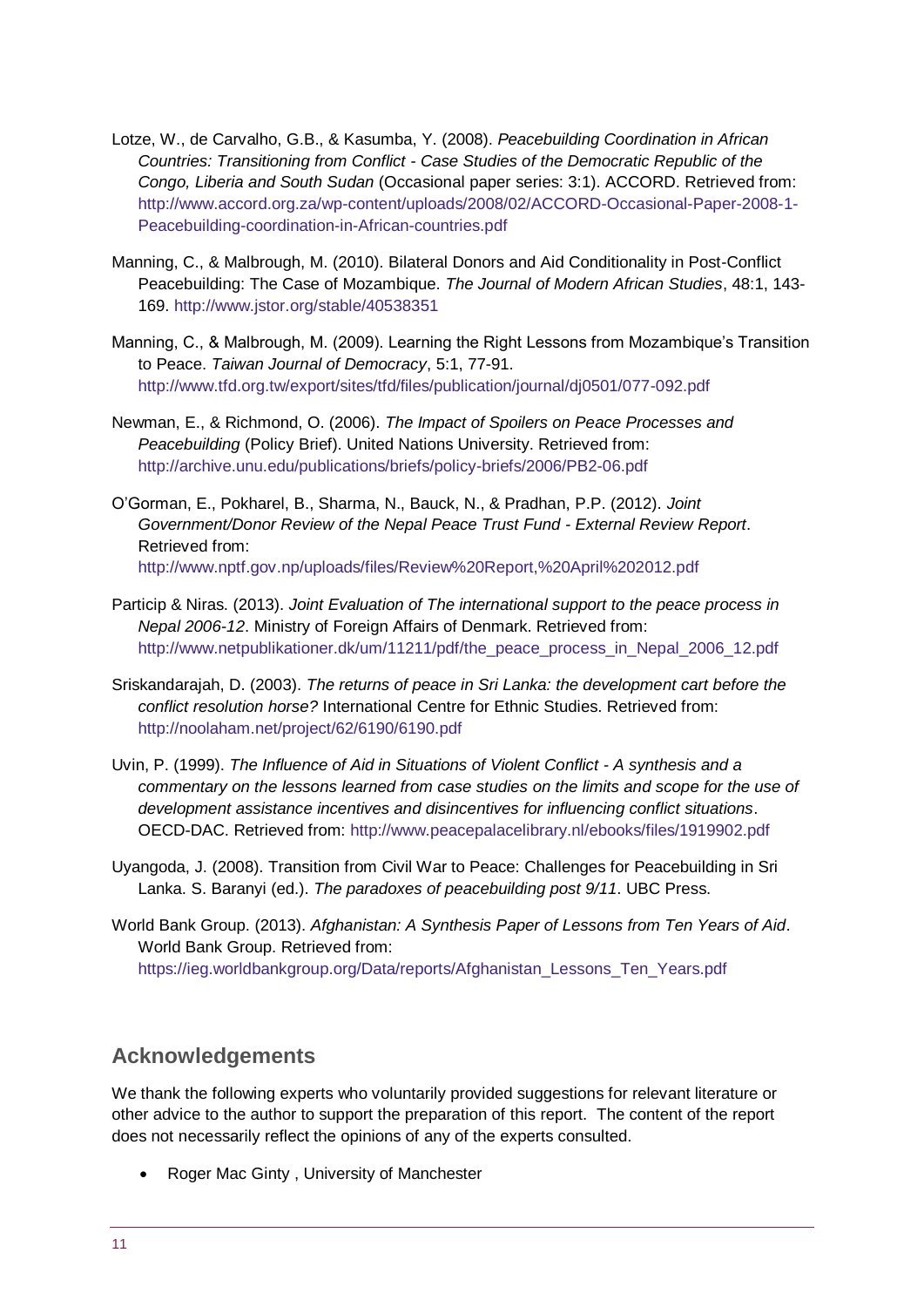Lotze, W., de Carvalho, G.B., & Kasumba, Y. (2008). *Peacebuilding Coordination in African Countries: Transitioning from Conflict - Case Studies of the Democratic Republic of the Congo, Liberia and South Sudan* (Occasional paper series: 3:1). ACCORD. Retrieved from: http://www.accord.org.za/wp-content/uploads/2008/02/ACCORD-Occasional-Paper-2008-1-Peacebuilding-coordination-in-African-countries.pdf

Manning, C., & Malbrough, M. (2010). Bilateral Donors and Aid Conditionality in Post-Conflict Peacebuilding: The Case of Mozambique. *The Journal of Modern African Studies*, 48:1, 143-169. http://www.jstor.org/stable/40538351

Manning, C., & Malbrough, M. (2009). Learning the Right Lessons from Mozambique's Transition to Peace. *Taiwan Journal of Democracy*, 5:1, 77-91. http://www.tfd.org.tw/export/sites/tfd/files/publication/journal/dj0501/077-092.pdf

Newman, E., & Richmond, O. (2006). *The Impact of Spoilers on Peace Processes and Peacebuilding* (Policy Brief). United Nations University. Retrieved from: http://archive.unu.edu/publications/briefs/policy-briefs/2006/PB2-06.pdf

O'Gorman, E., Pokharel, B., Sharma, N., Bauck, N., & Pradhan, P.P. (2012). *Joint Government/Donor Review of the Nepal Peace Trust Fund - External Review Report*. Retrieved from: http://www.nptf.gov.np/uploads/files/Review%20Report,%20April%202012.pdf

Particip & Niras. (2013). *Joint Evaluation of The international support to the peace process in Nepal 2006-12*. Ministry of Foreign Affairs of Denmark. Retrieved from: http://www.netpublikationer.dk/um/11211/pdf/the_peace_process_in_Nepal_2006_12.pdf

Sriskandarajah, D. (2003). *The returns of peace in Sri Lanka: the development cart before the conflict resolution horse?* International Centre for Ethnic Studies. Retrieved from: http://noolaham.net/project/62/6190/6190.pdf

Uvin, P. (1999). *The Influence of Aid in Situations of Violent Conflict - A synthesis and a commentary on the lessons learned from case studies on the limits and scope for the use of development assistance incentives and disincentives for influencing conflict situations*. OECD-DAC. Retrieved from: http://www.peacepalacelibrary.nl/ebooks/files/1919902.pdf

Uyangoda, J. (2008). Transition from Civil War to Peace: Challenges for Peacebuilding in Sri Lanka. S. Baranyi (ed.). *The paradoxes of peacebuilding post 9/11*. UBC Press.

World Bank Group. (2013). *Afghanistan: A Synthesis Paper of Lessons from Ten Years of Aid*. World Bank Group. Retrieved from: https://ieg.worldbankgroup.org/Data/reports/Afghanistan_Lessons_Ten_Years.pdf

## Acknowledgements

We thank the following experts who voluntarily provided suggestions for relevant literature or other advice to the author to support the preparation of this report. The content of the report does not necessarily reflect the opinions of any of the experts consulted.

- Roger Mac Ginty , University of Manchester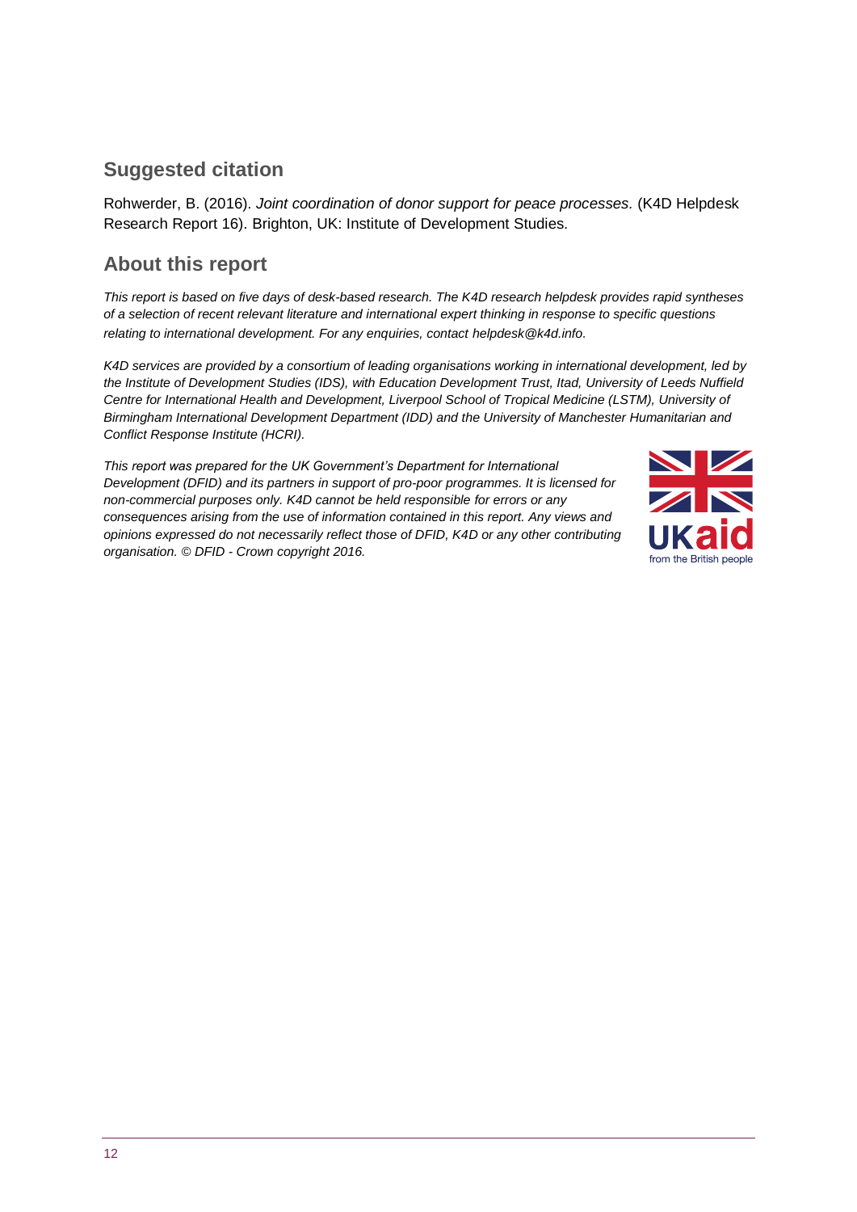## Suggested citation

Rohwerder, B. (2016). *Joint coordination of donor support for peace processes.* (K4D Helpdesk Research Report 16). Brighton, UK: Institute of Development Studies.

## About this report

*This report is based on five days of desk-based research. The K4D research helpdesk provides rapid syntheses of a selection of recent relevant literature and international expert thinking in response to specific questions relating to international development. For any enquiries, contact helpdesk@k4d.info.*

*K4D services are provided by a consortium of leading organisations working in international development, led by the Institute of Development Studies (IDS), with Education Development Trust, Itad, University of Leeds Nuffield Centre for International Health and Development, Liverpool School of Tropical Medicine (LSTM), University of Birmingham International Development Department (IDD) and the University of Manchester Humanitarian and Conflict Response Institute (HCRI).*

*This report was prepared for the UK Government's Department for International Development (DFID) and its partners in support of pro-poor programmes. It is licensed for non-commercial purposes only. K4D cannot be held responsible for errors or any consequences arising from the use of information contained in this report. Any views and opinions expressed do not necessarily reflect those of DFID, K4D or any other contributing organisation. © DFID - Crown copyright 2016.*

UKaid
from the British people